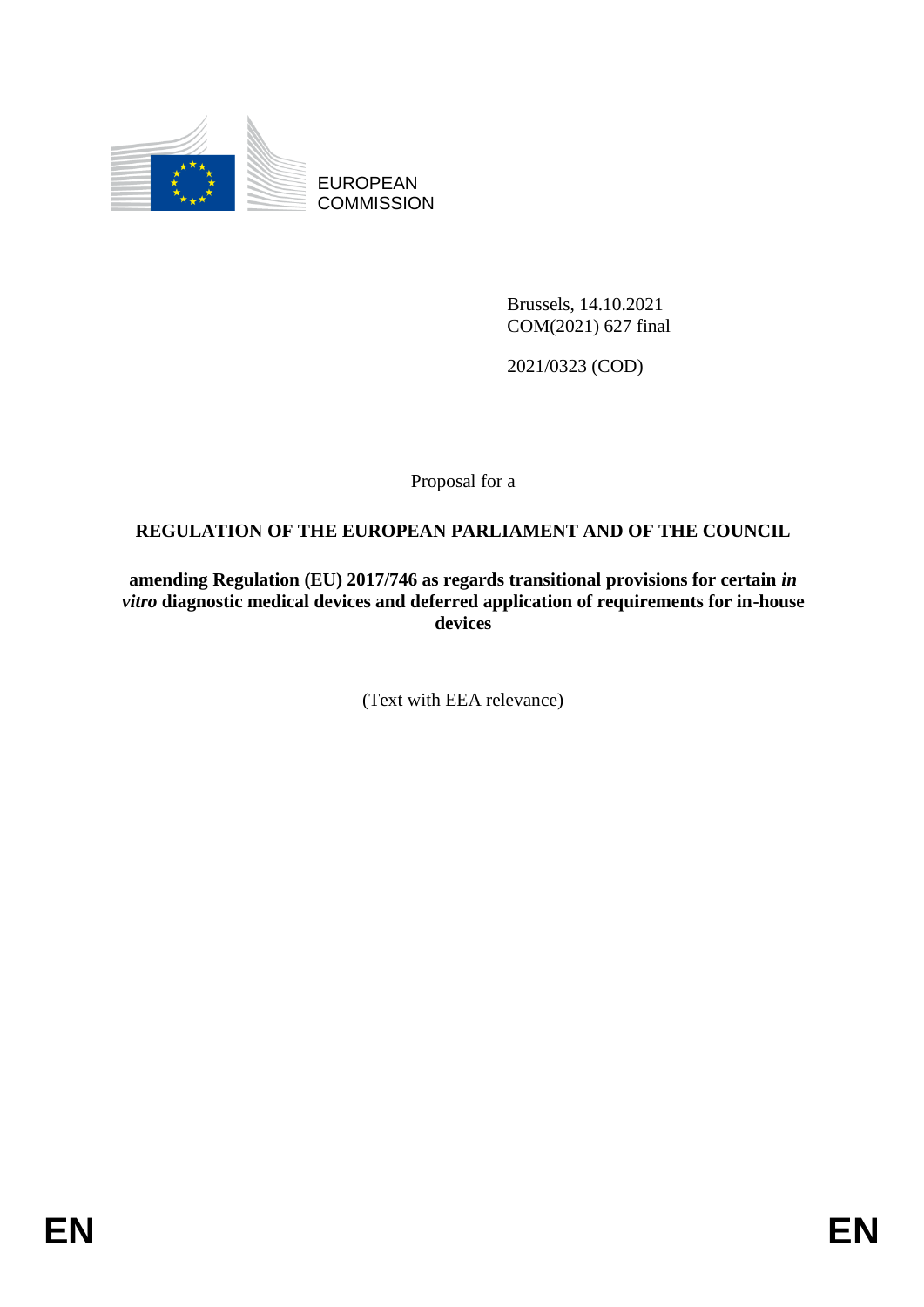EUROPEAN COMMISSION

Brussels, 14.10.2021
COM(2021) 627 final

2021/0323 (COD)

Proposal for a

# REGULATION OF THE EUROPEAN PARLIAMENT AND OF THE COUNCIL

**amending Regulation (EU) 2017/746 as regards transitional provisions for certain *in vitro* diagnostic medical devices and deferred application of requirements for in-house devices**

(Text with EEA relevance)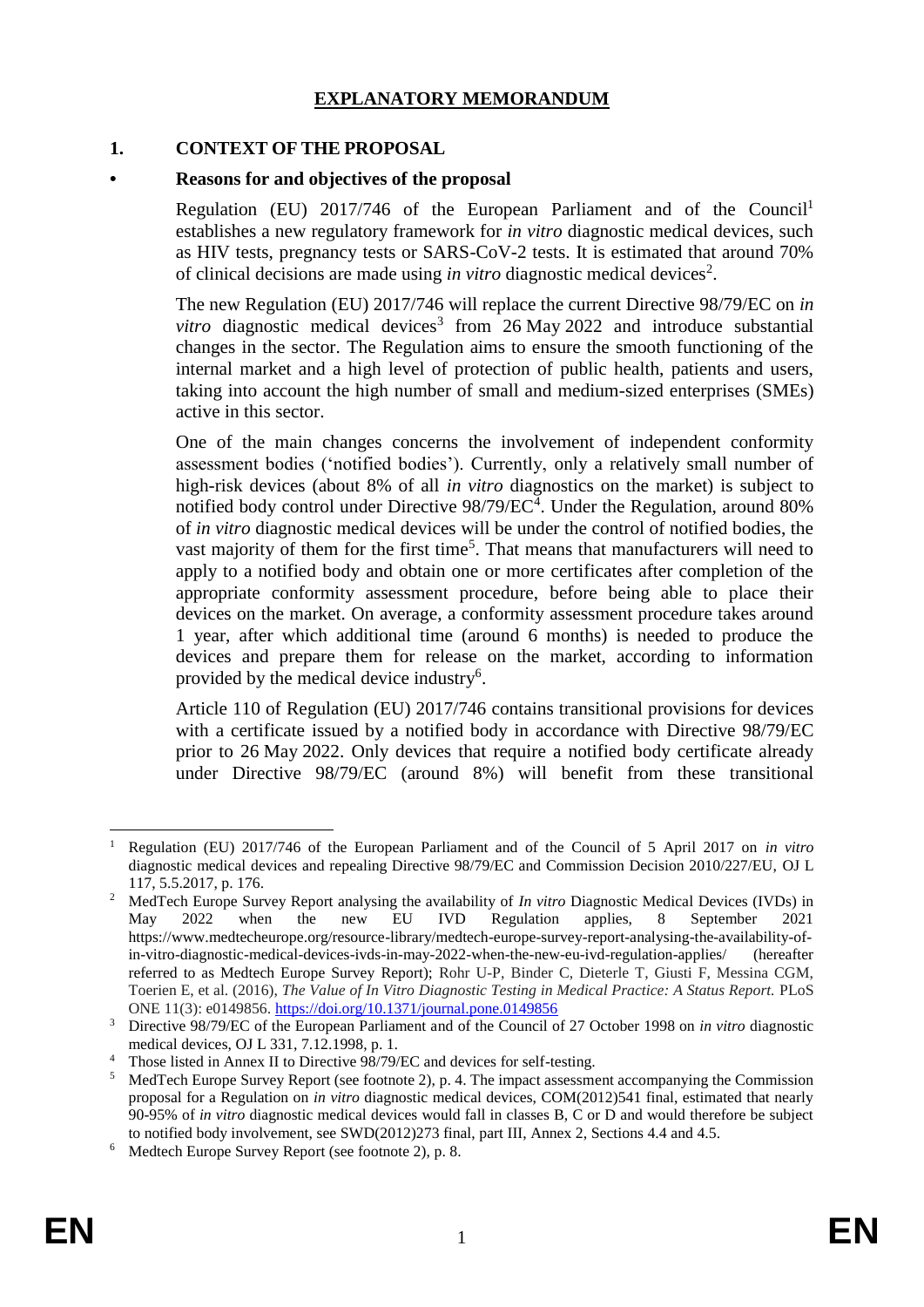# EXPLANATORY MEMORANDUM

## 1. CONTEXT OF THE PROPOSAL

### • Reasons for and objectives of the proposal

Regulation (EU) 2017/746 of the European Parliament and of the Council[1] establishes a new regulatory framework for *in vitro* diagnostic medical devices, such as HIV tests, pregnancy tests or SARS-CoV-2 tests. It is estimated that around 70% of clinical decisions are made using *in vitro* diagnostic medical devices[2].

The new Regulation (EU) 2017/746 will replace the current Directive 98/79/EC on *in vitro* diagnostic medical devices[3] from 26 May 2022 and introduce substantial changes in the sector. The Regulation aims to ensure the smooth functioning of the internal market and a high level of protection of public health, patients and users, taking into account the high number of small and medium-sized enterprises (SMEs) active in this sector.

One of the main changes concerns the involvement of independent conformity assessment bodies ('notified bodies'). Currently, only a relatively small number of high-risk devices (about 8% of all *in vitro* diagnostics on the market) is subject to notified body control under Directive 98/79/EC[4]. Under the Regulation, around 80% of *in vitro* diagnostic medical devices will be under the control of notified bodies, the vast majority of them for the first time[5]. That means that manufacturers will need to apply to a notified body and obtain one or more certificates after completion of the appropriate conformity assessment procedure, before being able to place their devices on the market. On average, a conformity assessment procedure takes around 1 year, after which additional time (around 6 months) is needed to produce the devices and prepare them for release on the market, according to information provided by the medical device industry[6].

Article 110 of Regulation (EU) 2017/746 contains transitional provisions for devices with a certificate issued by a notified body in accordance with Directive 98/79/EC prior to 26 May 2022. Only devices that require a notified body certificate already under Directive 98/79/EC (around 8%) will benefit from these transitional

---

[1] Regulation (EU) 2017/746 of the European Parliament and of the Council of 5 April 2017 on *in vitro* diagnostic medical devices and repealing Directive 98/79/EC and Commission Decision 2010/227/EU, OJ L 117, 5.5.2017, p. 176.

[2] MedTech Europe Survey Report analysing the availability of *In vitro* Diagnostic Medical Devices (IVDs) in May 2022 when the new EU IVD Regulation applies, 8 September 2021 https://www.medtecheurope.org/resource-library/medtech-europe-survey-report-analysing-the-availability-of-in-vitro-diagnostic-medical-devices-ivds-in-may-2022-when-the-new-eu-ivd-regulation-applies/ (hereafter referred to as Medtech Europe Survey Report); Rohr U-P, Binder C, Dieterle T, Giusti F, Messina CGM, Toerien E, et al. (2016), *The Value of In Vitro Diagnostic Testing in Medical Practice: A Status Report.* PLoS ONE 11(3): e0149856. https://doi.org/10.1371/journal.pone.0149856

[3] Directive 98/79/EC of the European Parliament and of the Council of 27 October 1998 on *in vitro* diagnostic medical devices, OJ L 331, 7.12.1998, p. 1.

[4] Those listed in Annex II to Directive 98/79/EC and devices for self-testing.

[5] MedTech Europe Survey Report (see footnote 2), p. 4. The impact assessment accompanying the Commission proposal for a Regulation on *in vitro* diagnostic medical devices, COM(2012)541 final, estimated that nearly 90-95% of *in vitro* diagnostic medical devices would fall in classes B, C or D and would therefore be subject to notified body involvement, see SWD(2012)273 final, part III, Annex 2, Sections 4.4 and 4.5.

[6] Medtech Europe Survey Report (see footnote 2), p. 8.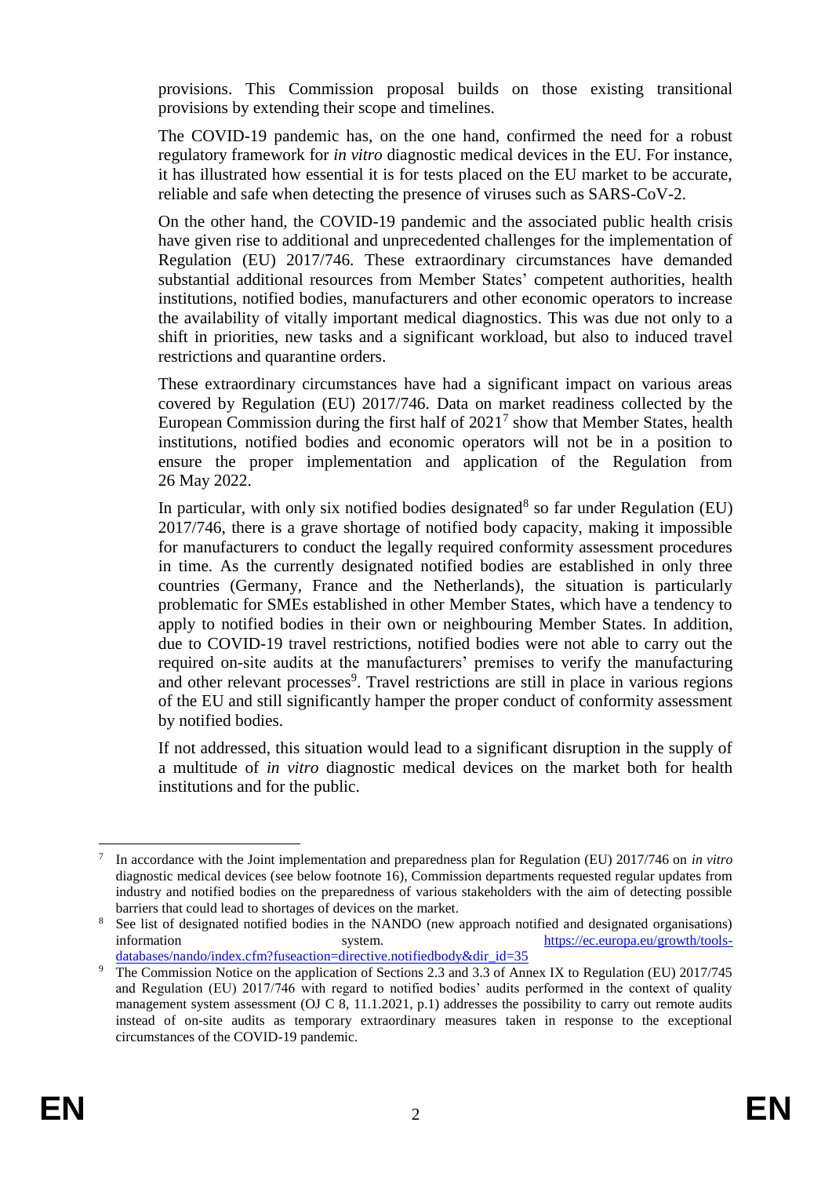provisions. This Commission proposal builds on those existing transitional provisions by extending their scope and timelines.

The COVID-19 pandemic has, on the one hand, confirmed the need for a robust regulatory framework for *in vitro* diagnostic medical devices in the EU. For instance, it has illustrated how essential it is for tests placed on the EU market to be accurate, reliable and safe when detecting the presence of viruses such as SARS-CoV-2.

On the other hand, the COVID-19 pandemic and the associated public health crisis have given rise to additional and unprecedented challenges for the implementation of Regulation (EU) 2017/746. These extraordinary circumstances have demanded substantial additional resources from Member States' competent authorities, health institutions, notified bodies, manufacturers and other economic operators to increase the availability of vitally important medical diagnostics. This was due not only to a shift in priorities, new tasks and a significant workload, but also to induced travel restrictions and quarantine orders.

These extraordinary circumstances have had a significant impact on various areas covered by Regulation (EU) 2017/746. Data on market readiness collected by the European Commission during the first half of 2021[7] show that Member States, health institutions, notified bodies and economic operators will not be in a position to ensure the proper implementation and application of the Regulation from 26 May 2022.

In particular, with only six notified bodies designated[8] so far under Regulation (EU) 2017/746, there is a grave shortage of notified body capacity, making it impossible for manufacturers to conduct the legally required conformity assessment procedures in time. As the currently designated notified bodies are established in only three countries (Germany, France and the Netherlands), the situation is particularly problematic for SMEs established in other Member States, which have a tendency to apply to notified bodies in their own or neighbouring Member States. In addition, due to COVID-19 travel restrictions, notified bodies were not able to carry out the required on-site audits at the manufacturers' premises to verify the manufacturing and other relevant processes[9]. Travel restrictions are still in place in various regions of the EU and still significantly hamper the proper conduct of conformity assessment by notified bodies.

If not addressed, this situation would lead to a significant disruption in the supply of a multitude of *in vitro* diagnostic medical devices on the market both for health institutions and for the public.

---

[7] In accordance with the Joint implementation and preparedness plan for Regulation (EU) 2017/746 on *in vitro* diagnostic medical devices (see below footnote 16), Commission departments requested regular updates from industry and notified bodies on the preparedness of various stakeholders with the aim of detecting possible barriers that could lead to shortages of devices on the market.

[8] See list of designated notified bodies in the NANDO (new approach notified and designated organisations) information system. https://ec.europa.eu/growth/tools-databases/nando/index.cfm?fuseaction=directive.notifiedbody&dir_id=35

[9] The Commission Notice on the application of Sections 2.3 and 3.3 of Annex IX to Regulation (EU) 2017/745 and Regulation (EU) 2017/746 with regard to notified bodies' audits performed in the context of quality management system assessment (OJ C 8, 11.1.2021, p.1) addresses the possibility to carry out remote audits instead of on-site audits as temporary extraordinary measures taken in response to the exceptional circumstances of the COVID-19 pandemic.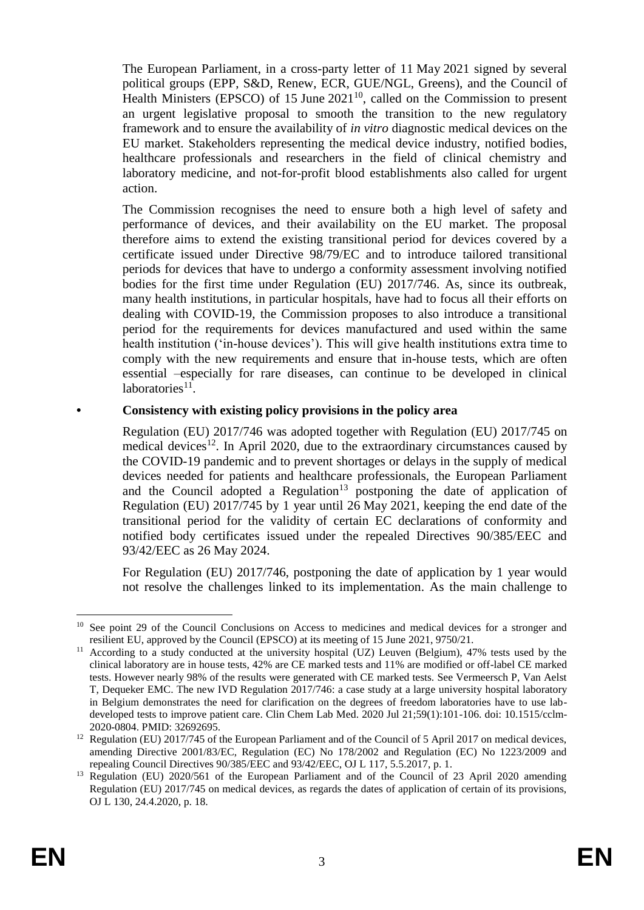The European Parliament, in a cross-party letter of 11 May 2021 signed by several political groups (EPP, S&D, Renew, ECR, GUE/NGL, Greens), and the Council of Health Ministers (EPSCO) of 15 June 2021[10], called on the Commission to present an urgent legislative proposal to smooth the transition to the new regulatory framework and to ensure the availability of *in vitro* diagnostic medical devices on the EU market. Stakeholders representing the medical device industry, notified bodies, healthcare professionals and researchers in the field of clinical chemistry and laboratory medicine, and not-for-profit blood establishments also called for urgent action.

The Commission recognises the need to ensure both a high level of safety and performance of devices, and their availability on the EU market. The proposal therefore aims to extend the existing transitional period for devices covered by a certificate issued under Directive 98/79/EC and to introduce tailored transitional periods for devices that have to undergo a conformity assessment involving notified bodies for the first time under Regulation (EU) 2017/746. As, since its outbreak, many health institutions, in particular hospitals, have had to focus all their efforts on dealing with COVID-19, the Commission proposes to also introduce a transitional period for the requirements for devices manufactured and used within the same health institution ('in-house devices'). This will give health institutions extra time to comply with the new requirements and ensure that in-house tests, which are often essential –especially for rare diseases, can continue to be developed in clinical laboratories[11].

- **Consistency with existing policy provisions in the policy area**

Regulation (EU) 2017/746 was adopted together with Regulation (EU) 2017/745 on medical devices[12]. In April 2020, due to the extraordinary circumstances caused by the COVID-19 pandemic and to prevent shortages or delays in the supply of medical devices needed for patients and healthcare professionals, the European Parliament and the Council adopted a Regulation[13] postponing the date of application of Regulation (EU) 2017/745 by 1 year until 26 May 2021, keeping the end date of the transitional period for the validity of certain EC declarations of conformity and notified body certificates issued under the repealed Directives 90/385/EEC and 93/42/EEC as 26 May 2024.

For Regulation (EU) 2017/746, postponing the date of application by 1 year would not resolve the challenges linked to its implementation. As the main challenge to

---

[10] See point 29 of the Council Conclusions on Access to medicines and medical devices for a stronger and resilient EU, approved by the Council (EPSCO) at its meeting of 15 June 2021, 9750/21.

[11] According to a study conducted at the university hospital (UZ) Leuven (Belgium), 47% tests used by the clinical laboratory are in house tests, 42% are CE marked tests and 11% are modified or off-label CE marked tests. However nearly 98% of the results were generated with CE marked tests. See Vermeersch P, Van Aelst T, Dequeker EMC. The new IVD Regulation 2017/746: a case study at a large university hospital laboratory in Belgium demonstrates the need for clarification on the degrees of freedom laboratories have to use lab-developed tests to improve patient care. Clin Chem Lab Med. 2020 Jul 21;59(1):101-106. doi: 10.1515/cclm-2020-0804. PMID: 32692695.

[12] Regulation (EU) 2017/745 of the European Parliament and of the Council of 5 April 2017 on medical devices, amending Directive 2001/83/EC, Regulation (EC) No 178/2002 and Regulation (EC) No 1223/2009 and repealing Council Directives 90/385/EEC and 93/42/EEC, OJ L 117, 5.5.2017, p. 1.

[13] Regulation (EU) 2020/561 of the European Parliament and of the Council of 23 April 2020 amending Regulation (EU) 2017/745 on medical devices, as regards the dates of application of certain of its provisions, OJ L 130, 24.4.2020, p. 18.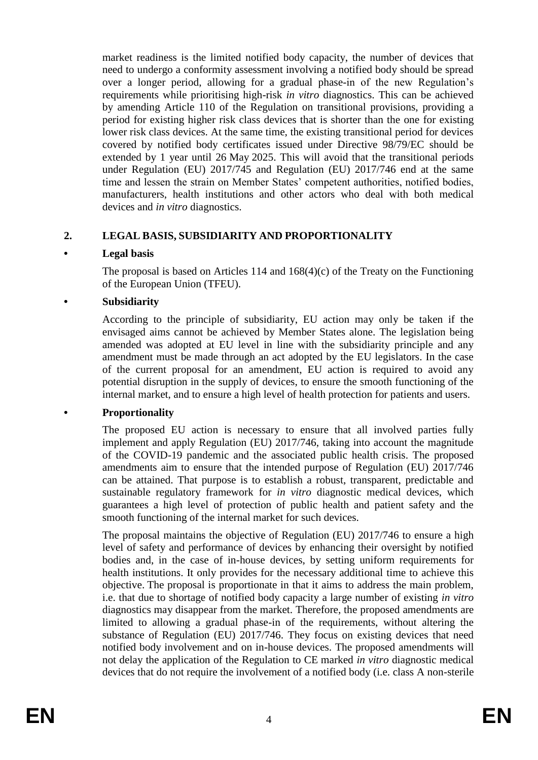market readiness is the limited notified body capacity, the number of devices that need to undergo a conformity assessment involving a notified body should be spread over a longer period, allowing for a gradual phase-in of the new Regulation's requirements while prioritising high-risk *in vitro* diagnostics. This can be achieved by amending Article 110 of the Regulation on transitional provisions, providing a period for existing higher risk class devices that is shorter than the one for existing lower risk class devices. At the same time, the existing transitional period for devices covered by notified body certificates issued under Directive 98/79/EC should be extended by 1 year until 26 May 2025. This will avoid that the transitional periods under Regulation (EU) 2017/745 and Regulation (EU) 2017/746 end at the same time and lessen the strain on Member States' competent authorities, notified bodies, manufacturers, health institutions and other actors who deal with both medical devices and *in vitro* diagnostics.

## 2. LEGAL BASIS, SUBSIDIARITY AND PROPORTIONALITY

- **Legal basis**

The proposal is based on Articles 114 and 168(4)(c) of the Treaty on the Functioning of the European Union (TFEU).

- **Subsidiarity**

According to the principle of subsidiarity, EU action may only be taken if the envisaged aims cannot be achieved by Member States alone. The legislation being amended was adopted at EU level in line with the subsidiarity principle and any amendment must be made through an act adopted by the EU legislators. In the case of the current proposal for an amendment, EU action is required to avoid any potential disruption in the supply of devices, to ensure the smooth functioning of the internal market, and to ensure a high level of health protection for patients and users.

- **Proportionality**

The proposed EU action is necessary to ensure that all involved parties fully implement and apply Regulation (EU) 2017/746, taking into account the magnitude of the COVID-19 pandemic and the associated public health crisis. The proposed amendments aim to ensure that the intended purpose of Regulation (EU) 2017/746 can be attained. That purpose is to establish a robust, transparent, predictable and sustainable regulatory framework for *in vitro* diagnostic medical devices, which guarantees a high level of protection of public health and patient safety and the smooth functioning of the internal market for such devices.

The proposal maintains the objective of Regulation (EU) 2017/746 to ensure a high level of safety and performance of devices by enhancing their oversight by notified bodies and, in the case of in-house devices, by setting uniform requirements for health institutions. It only provides for the necessary additional time to achieve this objective. The proposal is proportionate in that it aims to address the main problem, i.e. that due to shortage of notified body capacity a large number of existing *in vitro* diagnostics may disappear from the market. Therefore, the proposed amendments are limited to allowing a gradual phase-in of the requirements, without altering the substance of Regulation (EU) 2017/746. They focus on existing devices that need notified body involvement and on in-house devices. The proposed amendments will not delay the application of the Regulation to CE marked *in vitro* diagnostic medical devices that do not require the involvement of a notified body (i.e. class A non-sterile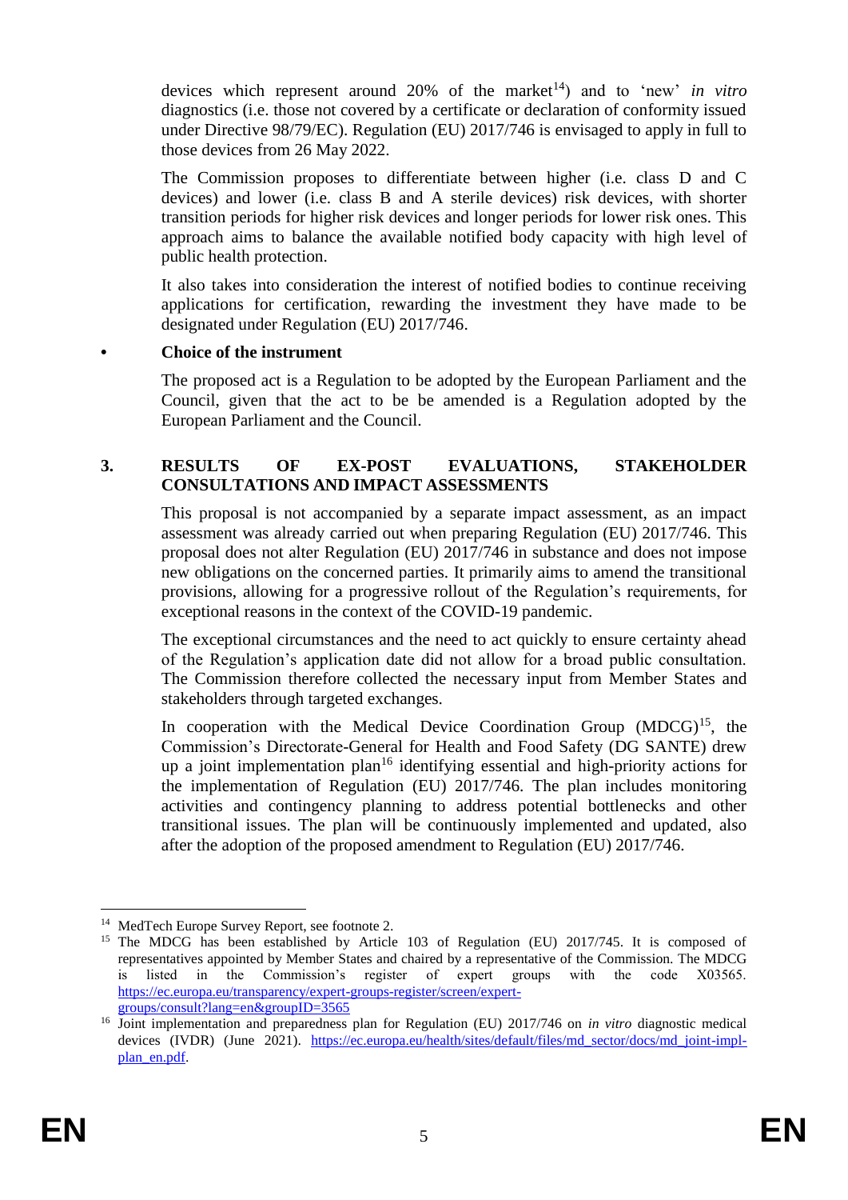devices which represent around 20% of the market[14]) and to 'new' *in vitro* diagnostics (i.e. those not covered by a certificate or declaration of conformity issued under Directive 98/79/EC). Regulation (EU) 2017/746 is envisaged to apply in full to those devices from 26 May 2022.

The Commission proposes to differentiate between higher (i.e. class D and C devices) and lower (i.e. class B and A sterile devices) risk devices, with shorter transition periods for higher risk devices and longer periods for lower risk ones. This approach aims to balance the available notified body capacity with high level of public health protection.

It also takes into consideration the interest of notified bodies to continue receiving applications for certification, rewarding the investment they have made to be designated under Regulation (EU) 2017/746.

- **Choice of the instrument**

The proposed act is a Regulation to be adopted by the European Parliament and the Council, given that the act to be amended is a Regulation adopted by the European Parliament and the Council.

## 3. RESULTS OF EX-POST EVALUATIONS, STAKEHOLDER CONSULTATIONS AND IMPACT ASSESSMENTS

This proposal is not accompanied by a separate impact assessment, as an impact assessment was already carried out when preparing Regulation (EU) 2017/746. This proposal does not alter Regulation (EU) 2017/746 in substance and does not impose new obligations on the concerned parties. It primarily aims to amend the transitional provisions, allowing for a progressive rollout of the Regulation's requirements, for exceptional reasons in the context of the COVID-19 pandemic.

The exceptional circumstances and the need to act quickly to ensure certainty ahead of the Regulation's application date did not allow for a broad public consultation. The Commission therefore collected the necessary input from Member States and stakeholders through targeted exchanges.

In cooperation with the Medical Device Coordination Group (MDCG)[15], the Commission's Directorate-General for Health and Food Safety (DG SANTE) drew up a joint implementation plan[16] identifying essential and high-priority actions for the implementation of Regulation (EU) 2017/746. The plan includes monitoring activities and contingency planning to address potential bottlenecks and other transitional issues. The plan will be continuously implemented and updated, also after the adoption of the proposed amendment to Regulation (EU) 2017/746.

---

[14] MedTech Europe Survey Report, see footnote 2.

[15] The MDCG has been established by Article 103 of Regulation (EU) 2017/745. It is composed of representatives appointed by Member States and chaired by a representative of the Commission. The MDCG is listed in the Commission's register of expert groups with the code X03565. https://ec.europa.eu/transparency/expert-groups-register/screen/expert-groups/consult?lang=en&groupID=3565

[16] Joint implementation and preparedness plan for Regulation (EU) 2017/746 on *in vitro* diagnostic medical devices (IVDR) (June 2021). https://ec.europa.eu/health/sites/default/files/md_sector/docs/md_joint-impl-plan_en.pdf.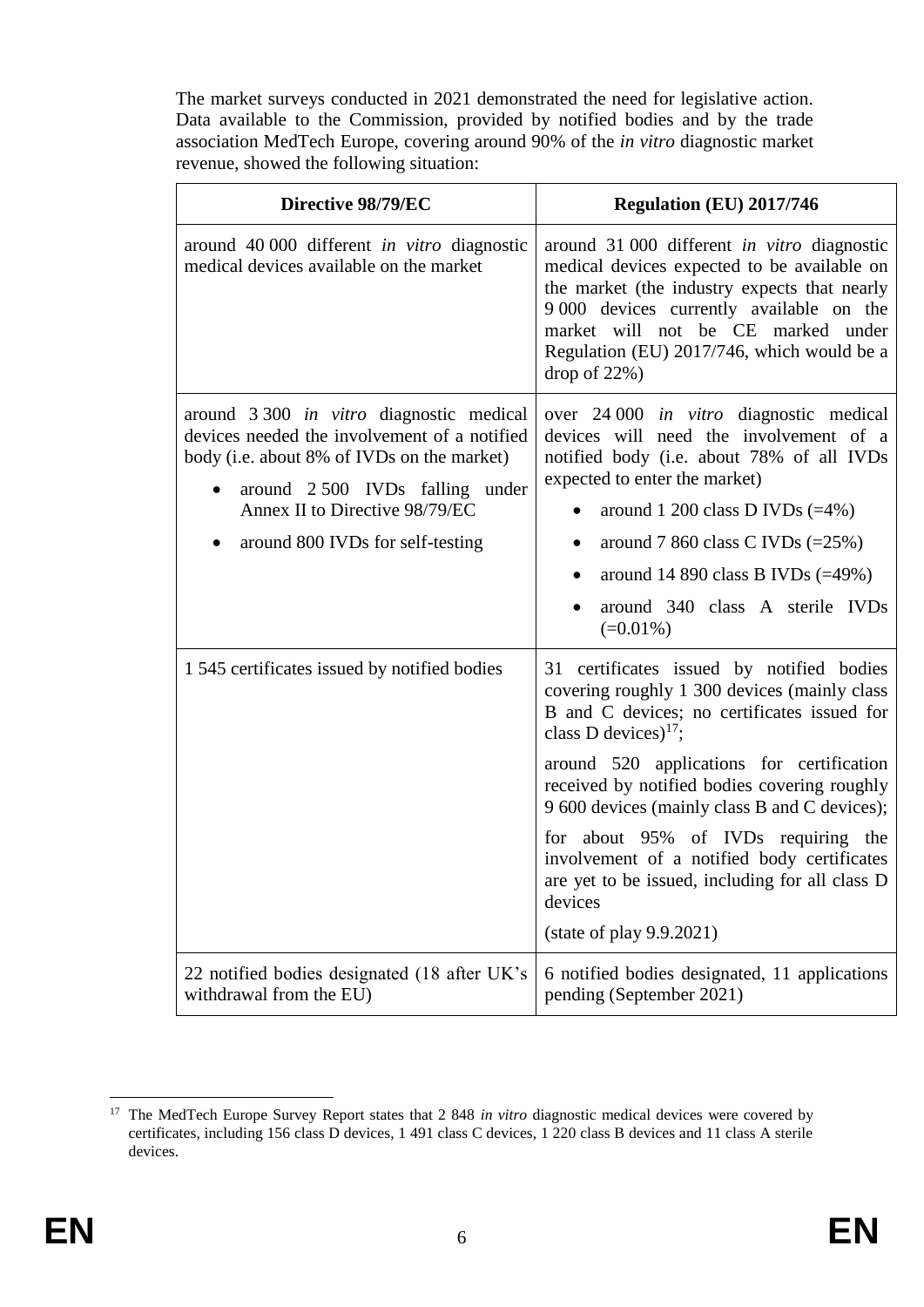The market surveys conducted in 2021 demonstrated the need for legislative action. Data available to the Commission, provided by notified bodies and by the trade association MedTech Europe, covering around 90% of the *in vitro* diagnostic market revenue, showed the following situation:

| **Directive 98/79/EC** | **Regulation (EU) 2017/746** |
|---|---|
| around 40 000 different *in vitro* diagnostic medical devices available on the market | around 31 000 different *in vitro* diagnostic medical devices expected to be available on the market (the industry expects that nearly 9 000 devices currently available on the market will not be CE marked under Regulation (EU) 2017/746, which would be a drop of 22%) |
| around 3 300 *in vitro* diagnostic medical devices needed the involvement of a notified body (i.e. about 8% of IVDs on the market)<br>• around 2 500 IVDs falling under Annex II to Directive 98/79/EC<br>• around 800 IVDs for self-testing | over 24 000 *in vitro* diagnostic medical devices will need the involvement of a notified body (i.e. about 78% of all IVDs expected to enter the market)<br>• around 1 200 class D IVDs (=4%)<br>• around 7 860 class C IVDs (=25%)<br>• around 14 890 class B IVDs (=49%)<br>• around 340 class A sterile IVDs (=0.01%) |
| 1 545 certificates issued by notified bodies | 31 certificates issued by notified bodies covering roughly 1 300 devices (mainly class B and C devices; no certificates issued for class D devices)[17];<br>around 520 applications for certification received by notified bodies covering roughly 9 600 devices (mainly class B and C devices);<br>for about 95% of IVDs requiring the involvement of a notified body certificates are yet to be issued, including for all class D devices<br>(state of play 9.9.2021) |
| 22 notified bodies designated (18 after UK's withdrawal from the EU) | 6 notified bodies designated, 11 applications pending (September 2021) |

[17] The MedTech Europe Survey Report states that 2 848 *in vitro* diagnostic medical devices were covered by certificates, including 156 class D devices, 1 491 class C devices, 1 220 class B devices and 11 class A sterile devices.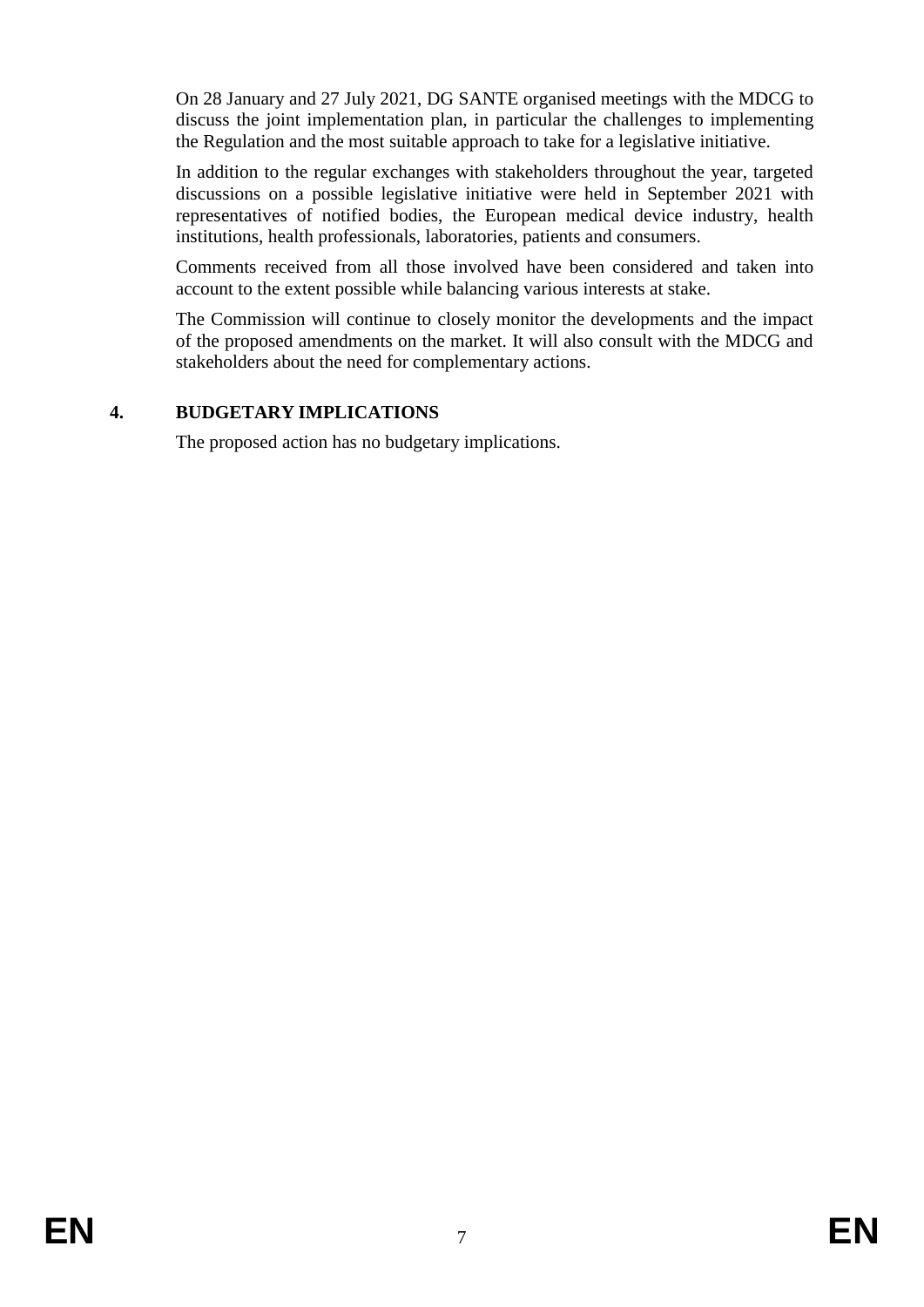On 28 January and 27 July 2021, DG SANTE organised meetings with the MDCG to discuss the joint implementation plan, in particular the challenges to implementing the Regulation and the most suitable approach to take for a legislative initiative.

In addition to the regular exchanges with stakeholders throughout the year, targeted discussions on a possible legislative initiative were held in September 2021 with representatives of notified bodies, the European medical device industry, health institutions, health professionals, laboratories, patients and consumers.

Comments received from all those involved have been considered and taken into account to the extent possible while balancing various interests at stake.

The Commission will continue to closely monitor the developments and the impact of the proposed amendments on the market. It will also consult with the MDCG and stakeholders about the need for complementary actions.

## 4. BUDGETARY IMPLICATIONS

The proposed action has no budgetary implications.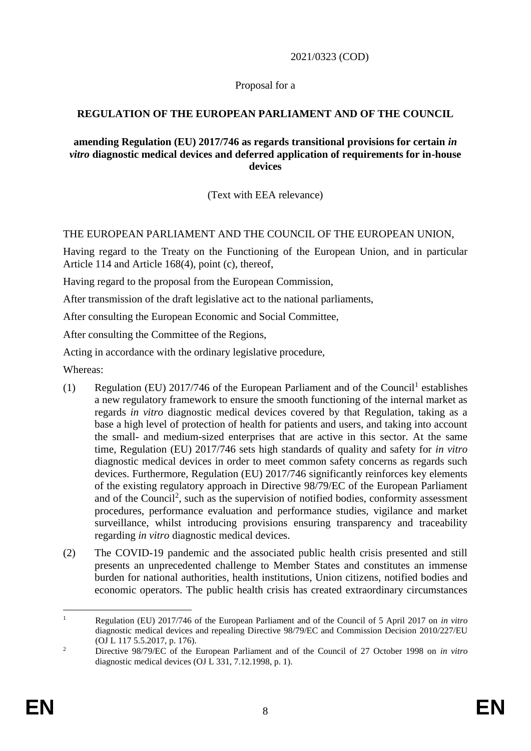2021/0323 (COD)

Proposal for a

**REGULATION OF THE EUROPEAN PARLIAMENT AND OF THE COUNCIL**

**amending Regulation (EU) 2017/746 as regards transitional provisions for certain *in vitro* diagnostic medical devices and deferred application of requirements for in-house devices**

(Text with EEA relevance)

THE EUROPEAN PARLIAMENT AND THE COUNCIL OF THE EUROPEAN UNION,

Having regard to the Treaty on the Functioning of the European Union, and in particular Article 114 and Article 168(4), point (c), thereof,

Having regard to the proposal from the European Commission,

After transmission of the draft legislative act to the national parliaments,

After consulting the European Economic and Social Committee,

After consulting the Committee of the Regions,

Acting in accordance with the ordinary legislative procedure,

Whereas:

(1) Regulation (EU) 2017/746 of the European Parliament and of the Council[1] establishes a new regulatory framework to ensure the smooth functioning of the internal market as regards *in vitro* diagnostic medical devices covered by that Regulation, taking as a base a high level of protection of health for patients and users, and taking into account the small- and medium-sized enterprises that are active in this sector. At the same time, Regulation (EU) 2017/746 sets high standards of quality and safety for *in vitro* diagnostic medical devices in order to meet common safety concerns as regards such devices. Furthermore, Regulation (EU) 2017/746 significantly reinforces key elements of the existing regulatory approach in Directive 98/79/EC of the European Parliament and of the Council[2], such as the supervision of notified bodies, conformity assessment procedures, performance evaluation and performance studies, vigilance and market surveillance, whilst introducing provisions ensuring transparency and traceability regarding *in vitro* diagnostic medical devices.

(2) The COVID-19 pandemic and the associated public health crisis presented and still presents an unprecedented challenge to Member States and constitutes an immense burden for national authorities, health institutions, Union citizens, notified bodies and economic operators. The public health crisis has created extraordinary circumstances

[1] Regulation (EU) 2017/746 of the European Parliament and of the Council of 5 April 2017 on *in vitro* diagnostic medical devices and repealing Directive 98/79/EC and Commission Decision 2010/227/EU (OJ L 117 5.5.2017, p. 176).

[2] Directive 98/79/EC of the European Parliament and of the Council of 27 October 1998 on *in vitro* diagnostic medical devices (OJ L 331, 7.12.1998, p. 1).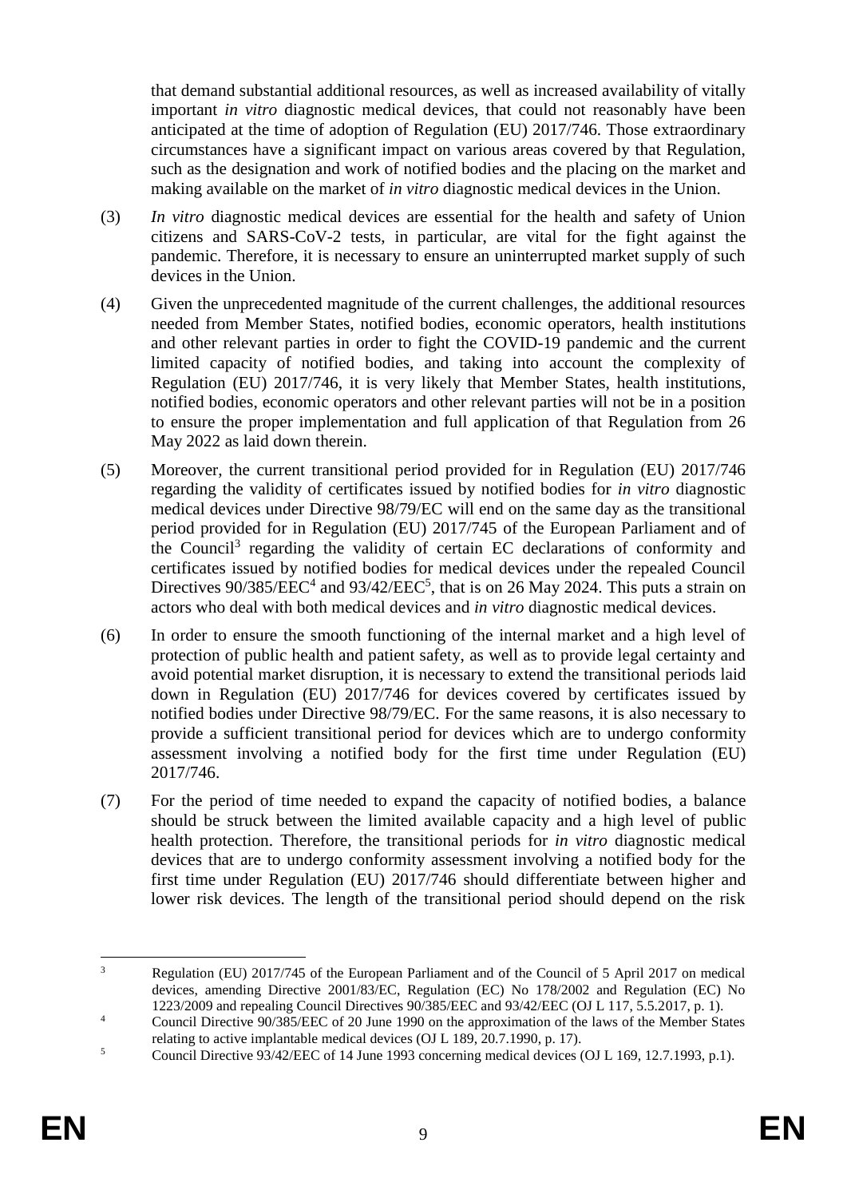that demand substantial additional resources, as well as increased availability of vitally important *in vitro* diagnostic medical devices, that could not reasonably have been anticipated at the time of adoption of Regulation (EU) 2017/746. Those extraordinary circumstances have a significant impact on various areas covered by that Regulation, such as the designation and work of notified bodies and the placing on the market and making available on the market of *in vitro* diagnostic medical devices in the Union.

(3) *In vitro* diagnostic medical devices are essential for the health and safety of Union citizens and SARS-CoV-2 tests, in particular, are vital for the fight against the pandemic. Therefore, it is necessary to ensure an uninterrupted market supply of such devices in the Union.

(4) Given the unprecedented magnitude of the current challenges, the additional resources needed from Member States, notified bodies, economic operators, health institutions and other relevant parties in order to fight the COVID-19 pandemic and the current limited capacity of notified bodies, and taking into account the complexity of Regulation (EU) 2017/746, it is very likely that Member States, health institutions, notified bodies, economic operators and other relevant parties will not be in a position to ensure the proper implementation and full application of that Regulation from 26 May 2022 as laid down therein.

(5) Moreover, the current transitional period provided for in Regulation (EU) 2017/746 regarding the validity of certificates issued by notified bodies for *in vitro* diagnostic medical devices under Directive 98/79/EC will end on the same day as the transitional period provided for in Regulation (EU) 2017/745 of the European Parliament and of the Council[3] regarding the validity of certain EC declarations of conformity and certificates issued by notified bodies for medical devices under the repealed Council Directives 90/385/EEC[4] and 93/42/EEC[5], that is on 26 May 2024. This puts a strain on actors who deal with both medical devices and *in vitro* diagnostic medical devices.

(6) In order to ensure the smooth functioning of the internal market and a high level of protection of public health and patient safety, as well as to provide legal certainty and avoid potential market disruption, it is necessary to extend the transitional periods laid down in Regulation (EU) 2017/746 for devices covered by certificates issued by notified bodies under Directive 98/79/EC. For the same reasons, it is also necessary to provide a sufficient transitional period for devices which are to undergo conformity assessment involving a notified body for the first time under Regulation (EU) 2017/746.

(7) For the period of time needed to expand the capacity of notified bodies, a balance should be struck between the limited available capacity and a high level of public health protection. Therefore, the transitional periods for *in vitro* diagnostic medical devices that are to undergo conformity assessment involving a notified body for the first time under Regulation (EU) 2017/746 should differentiate between higher and lower risk devices. The length of the transitional period should depend on the risk

---

[3] Regulation (EU) 2017/745 of the European Parliament and of the Council of 5 April 2017 on medical devices, amending Directive 2001/83/EC, Regulation (EC) No 178/2002 and Regulation (EC) No 1223/2009 and repealing Council Directives 90/385/EEC and 93/42/EEC (OJ L 117, 5.5.2017, p. 1).

[4] Council Directive 90/385/EEC of 20 June 1990 on the approximation of the laws of the Member States relating to active implantable medical devices (OJ L 189, 20.7.1990, p. 17).

[5] Council Directive 93/42/EEC of 14 June 1993 concerning medical devices (OJ L 169, 12.7.1993, p.1).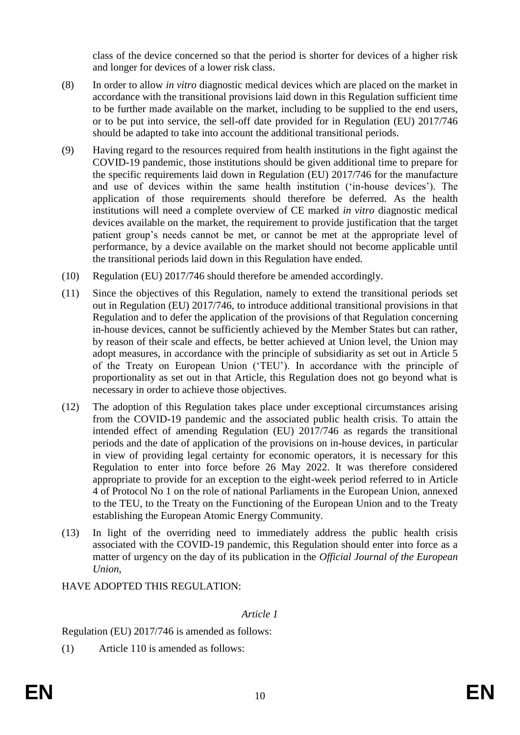class of the device concerned so that the period is shorter for devices of a higher risk and longer for devices of a lower risk class.

(8) In order to allow *in vitro* diagnostic medical devices which are placed on the market in accordance with the transitional provisions laid down in this Regulation sufficient time to be further made available on the market, including to be supplied to the end users, or to be put into service, the sell-off date provided for in Regulation (EU) 2017/746 should be adapted to take into account the additional transitional periods.

(9) Having regard to the resources required from health institutions in the fight against the COVID-19 pandemic, those institutions should be given additional time to prepare for the specific requirements laid down in Regulation (EU) 2017/746 for the manufacture and use of devices within the same health institution ('in-house devices'). The application of those requirements should therefore be deferred. As the health institutions will need a complete overview of CE marked *in vitro* diagnostic medical devices available on the market, the requirement to provide justification that the target patient group's needs cannot be met, or cannot be met at the appropriate level of performance, by a device available on the market should not become applicable until the transitional periods laid down in this Regulation have ended.

(10) Regulation (EU) 2017/746 should therefore be amended accordingly.

(11) Since the objectives of this Regulation, namely to extend the transitional periods set out in Regulation (EU) 2017/746, to introduce additional transitional provisions in that Regulation and to defer the application of the provisions of that Regulation concerning in-house devices, cannot be sufficiently achieved by the Member States but can rather, by reason of their scale and effects, be better achieved at Union level, the Union may adopt measures, in accordance with the principle of subsidiarity as set out in Article 5 of the Treaty on European Union ('TEU'). In accordance with the principle of proportionality as set out in that Article, this Regulation does not go beyond what is necessary in order to achieve those objectives.

(12) The adoption of this Regulation takes place under exceptional circumstances arising from the COVID-19 pandemic and the associated public health crisis. To attain the intended effect of amending Regulation (EU) 2017/746 as regards the transitional periods and the date of application of the provisions on in-house devices, in particular in view of providing legal certainty for economic operators, it is necessary for this Regulation to enter into force before 26 May 2022. It was therefore considered appropriate to provide for an exception to the eight-week period referred to in Article 4 of Protocol No 1 on the role of national Parliaments in the European Union, annexed to the TEU, to the Treaty on the Functioning of the European Union and to the Treaty establishing the European Atomic Energy Community.

(13) In light of the overriding need to immediately address the public health crisis associated with the COVID-19 pandemic, this Regulation should enter into force as a matter of urgency on the day of its publication in the *Official Journal of the European Union*,

HAVE ADOPTED THIS REGULATION:

*Article 1*

Regulation (EU) 2017/746 is amended as follows:

(1) Article 110 is amended as follows: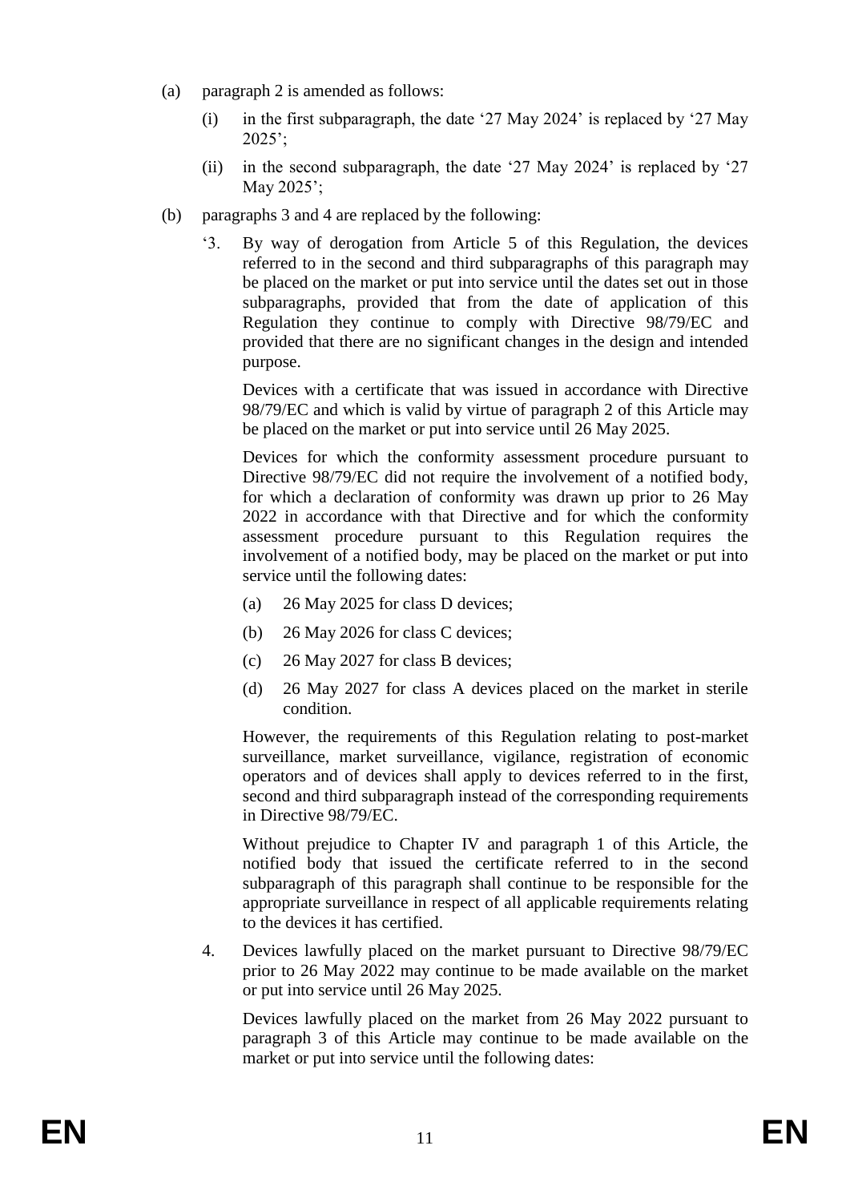(a) paragraph 2 is amended as follows:

   (i) in the first subparagraph, the date '27 May 2024' is replaced by '27 May 2025';

   (ii) in the second subparagraph, the date '27 May 2024' is replaced by '27 May 2025';

(b) paragraphs 3 and 4 are replaced by the following:

   '3. By way of derogation from Article 5 of this Regulation, the devices referred to in the second and third subparagraphs of this paragraph may be placed on the market or put into service until the dates set out in those subparagraphs, provided that from the date of application of this Regulation they continue to comply with Directive 98/79/EC and provided that there are no significant changes in the design and intended purpose.

   Devices with a certificate that was issued in accordance with Directive 98/79/EC and which is valid by virtue of paragraph 2 of this Article may be placed on the market or put into service until 26 May 2025.

   Devices for which the conformity assessment procedure pursuant to Directive 98/79/EC did not require the involvement of a notified body, for which a declaration of conformity was drawn up prior to 26 May 2022 in accordance with that Directive and for which the conformity assessment procedure pursuant to this Regulation requires the involvement of a notified body, may be placed on the market or put into service until the following dates:

   (a) 26 May 2025 for class D devices;

   (b) 26 May 2026 for class C devices;

   (c) 26 May 2027 for class B devices;

   (d) 26 May 2027 for class A devices placed on the market in sterile condition.

   However, the requirements of this Regulation relating to post-market surveillance, market surveillance, vigilance, registration of economic operators and of devices shall apply to devices referred to in the first, second and third subparagraph instead of the corresponding requirements in Directive 98/79/EC.

   Without prejudice to Chapter IV and paragraph 1 of this Article, the notified body that issued the certificate referred to in the second subparagraph of this paragraph shall continue to be responsible for the appropriate surveillance in respect of all applicable requirements relating to the devices it has certified.

   4. Devices lawfully placed on the market pursuant to Directive 98/79/EC prior to 26 May 2022 may continue to be made available on the market or put into service until 26 May 2025.

   Devices lawfully placed on the market from 26 May 2022 pursuant to paragraph 3 of this Article may continue to be made available on the market or put into service until the following dates: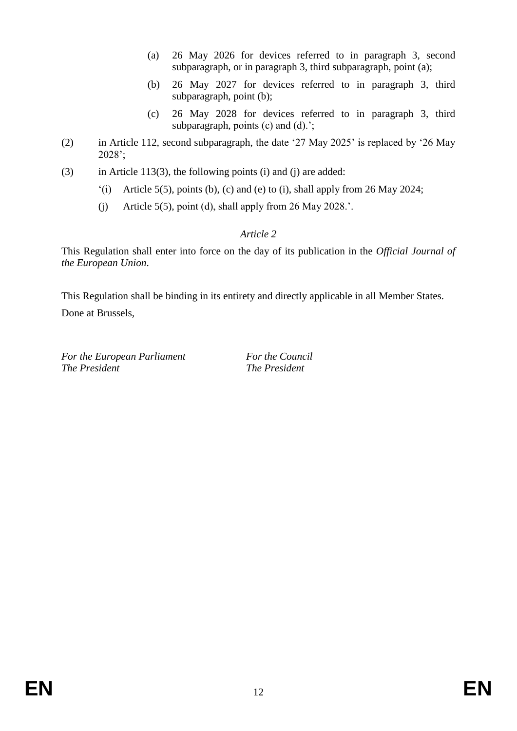(a) 26 May 2026 for devices referred to in paragraph 3, second subparagraph, or in paragraph 3, third subparagraph, point (a);

(b) 26 May 2027 for devices referred to in paragraph 3, third subparagraph, point (b);

(c) 26 May 2028 for devices referred to in paragraph 3, third subparagraph, points (c) and (d).';

(2) in Article 112, second subparagraph, the date '27 May 2025' is replaced by '26 May 2028';

(3) in Article 113(3), the following points (i) and (j) are added:

'(i) Article 5(5), points (b), (c) and (e) to (i), shall apply from 26 May 2024;

(j) Article 5(5), point (d), shall apply from 26 May 2028.'.

*Article 2*

This Regulation shall enter into force on the day of its publication in the *Official Journal of the European Union*.

This Regulation shall be binding in its entirety and directly applicable in all Member States.

Done at Brussels,

*For the European Parliament*
*The President*

*For the Council*
*The President*